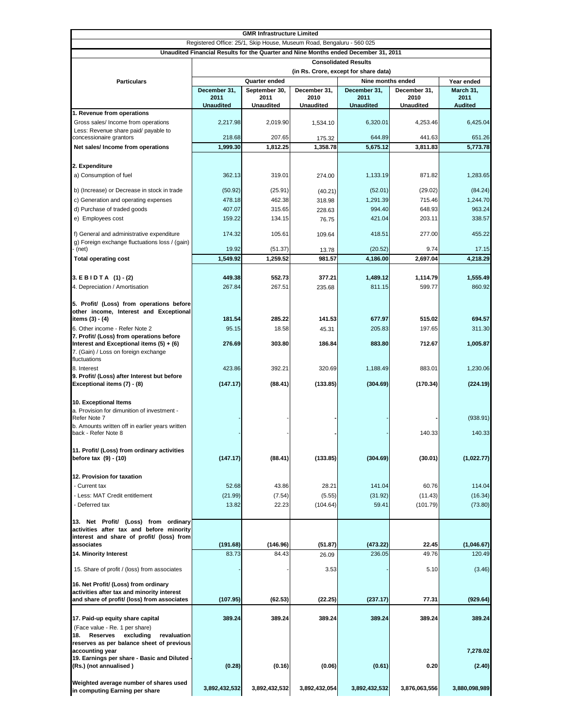# GMR Infrastructure Limited

Registered Office: 25/1, Skip House, Museum Road, Bengaluru - 560 025

**Unaudited Financial Results for the Quarter and Nine Months ended December 31, 2011**

| Particulars | Consolidated Results (in Rs. Crore, except for share data) | | | | | |
|---|---|---|---|---|---|---|
| | Quarter ended | | | Nine months ended | | Year ended |
| | December 31, 2011 Unaudited | September 30, 2011 Unaudited | December 31, 2010 Unaudited | December 31, 2011 Unaudited | December 31, 2010 Unaudited | March 31, 2011 Audited |
| **1. Revenue from operations** | | | | | | |
| Gross sales/ Income from operations | 2,217.98 | 2,019.90 | 1,534.10 | 6,320.01 | 4,253.46 | 6,425.04 |
| Less: Revenue share paid/ payable to concessionaire grantors | 218.68 | 207.65 | 175.32 | 644.89 | 441.63 | 651.26 |
| **Net sales/ Income from operations** | **1,999.30** | **1,812.25** | **1,358.78** | **5,675.12** | **3,811.83** | **5,773.78** |
| **2. Expenditure** | | | | | | |
| a) Consumption of fuel | 362.13 | 319.01 | 274.00 | 1,133.19 | 871.82 | 1,283.65 |
| b) (Increase) or Decrease in stock in trade | (50.92) | (25.91) | (40.21) | (52.01) | (29.02) | (84.24) |
| c) Generation and operating expenses | 478.18 | 462.38 | 318.98 | 1,291.39 | 715.46 | 1,244.70 |
| d) Purchase of traded goods | 407.07 | 315.65 | 228.63 | 994.40 | 648.93 | 963.24 |
| e) Employees cost | 159.22 | 134.15 | 76.75 | 421.04 | 203.11 | 338.57 |
| f) General and administrative expenditure | 174.32 | 105.61 | 109.64 | 418.51 | 277.00 | 455.22 |
| g) Foreign exchange fluctuations loss / (gain) - (net) | 19.92 | (51.37) | 13.78 | (20.52) | 9.74 | 17.15 |
| **Total operating cost** | **1,549.92** | **1,259.52** | **981.57** | **4,186.00** | **2,697.04** | **4,218.29** |
| **3. E B I D T A (1) - (2)** | **449.38** | **552.73** | **377.21** | **1,489.12** | **1,114.79** | **1,555.49** |
| 4. Depreciation / Amortisation | 267.84 | 267.51 | 235.68 | 811.15 | 599.77 | 860.92 |
| **5. Profit/ (Loss) from operations before other income, Interest and Exceptional items (3) - (4)** | **181.54** | **285.22** | **141.53** | **677.97** | **515.02** | **694.57** |
| 6. Other income - Refer Note 2 | 95.15 | 18.58 | 45.31 | 205.83 | 197.65 | 311.30 |
| **7. Profit/ (Loss) from operations before Interest and Exceptional items (5) + (6)** | **276.69** | **303.80** | **186.84** | **883.80** | **712.67** | **1,005.87** |
| 7. (Gain) / Loss on foreign exchange fluctuations | | | | | | |
| 8. Interest | 423.86 | 392.21 | 320.69 | 1,188.49 | 883.01 | 1,230.06 |
| **9. Profit/ (Loss) after Interest but before Exceptional items (7) - (8)** | **(147.17)** | **(88.41)** | **(133.85)** | **(304.69)** | **(170.34)** | **(224.19)** |
| **10. Exceptional Items** | | | | | | |
| a. Provision for dimunition of investment - Refer Note 7 | - | - | - | - | - | (938.91) |
| b. Amounts written off in earlier years written back - Refer Note 8 | - | - | - | - | 140.33 | 140.33 |
| **11. Profit/ (Loss) from ordinary activities before tax (9) - (10)** | **(147.17)** | **(88.41)** | **(133.85)** | **(304.69)** | **(30.01)** | **(1,022.77)** |
| **12. Provision for taxation** | | | | | | |
| - Current tax | 52.68 | 43.86 | 28.21 | 141.04 | 60.76 | 114.04 |
| - Less: MAT Credit entitlement | (21.99) | (7.54) | (5.55) | (31.92) | (11.43) | (16.34) |
| - Deferred tax | 13.82 | 22.23 | (104.64) | 59.41 | (101.79) | (73.80) |
| **13. Net Profit/ (Loss) from ordinary activities after tax and before minority interest and share of profit/ (loss) from associates** | **(191.68)** | **(146.96)** | **(51.87)** | **(473.22)** | **22.45** | **(1,046.67)** |
| **14. Minority Interest** | 83.73 | 84.43 | 26.09 | 236.05 | 49.76 | 120.49 |
| 15. Share of profit / (loss) from associates | - | - | 3.53 | - | 5.10 | (3.46) |
| **16. Net Profit/ (Loss) from ordinary activities after tax and minority interest and share of profit/ (loss) from associates** | **(107.95)** | **(62.53)** | **(22.25)** | **(237.17)** | **77.31** | **(929.64)** |
| **17. Paid-up equity share capital** | **389.24** | **389.24** | **389.24** | **389.24** | **389.24** | **389.24** |
| (Face value - Re. 1 per share) | | | | | | |
| **18. Reserves excluding revaluation reserves as per balance sheet of previous accounting year** | | | | | | **7,278.02** |
| **19. Earnings per share - Basic and Diluted - (Rs.) (not annualised )** | **(0.28)** | **(0.16)** | **(0.06)** | **(0.61)** | **0.20** | **(2.40)** |
| **Weighted average number of shares used in computing Earning per share** | **3,892,432,532** | **3,892,432,532** | **3,892,432,054** | **3,892,432,532** | **3,876,063,556** | **3,880,098,989** |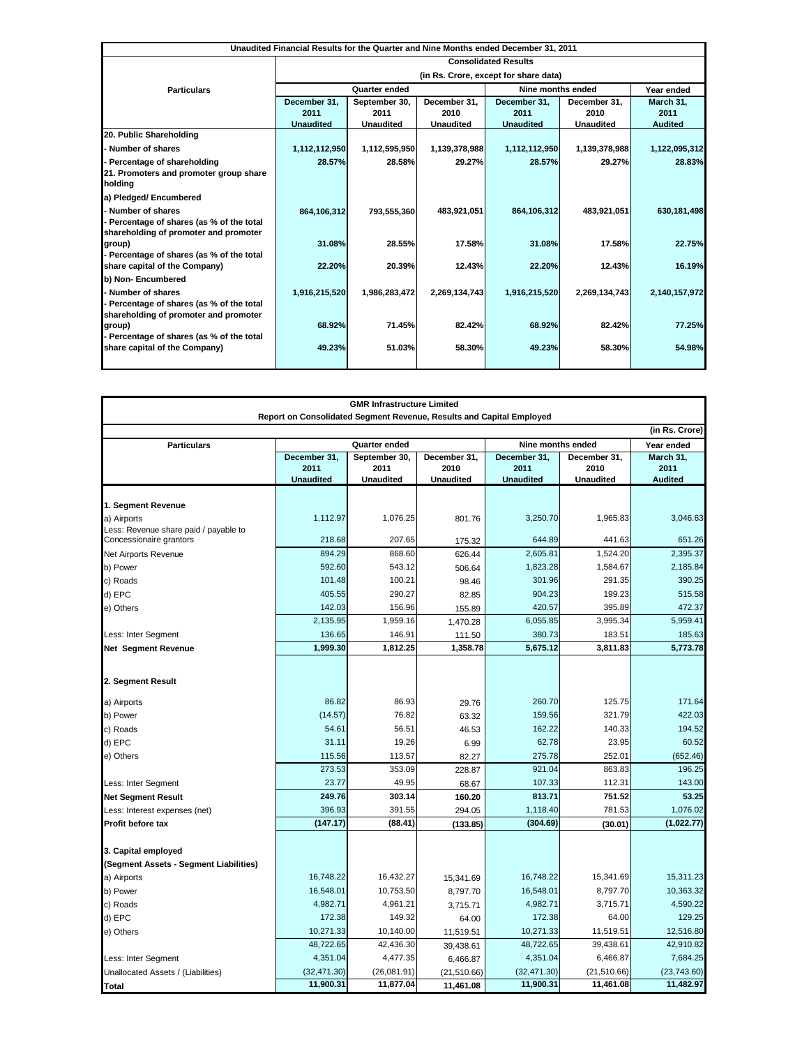| Unaudited Financial Results for the Quarter and Nine Months ended December 31, 2011 | | | | | | |
|---|---|---|---|---|---|---|
| | Consolidated Results | | | | | |
| | (in Rs. Crore, except for share data) | | | | | |
| Particulars | Quarter ended | | | Nine months ended | | Year ended |
| | December 31, 2011 Unaudited | September 30, 2011 Unaudited | December 31, 2010 Unaudited | December 31, 2011 Unaudited | December 31, 2010 Unaudited | March 31, 2011 Audited |
| **20. Public Shareholding** | | | | | | |
| **- Number of shares** | **1,112,112,950** | **1,112,595,950** | **1,139,378,988** | **1,112,112,950** | **1,139,378,988** | **1,122,095,312** |
| **- Percentage of shareholding** | **28.57%** | **28.58%** | **29.27%** | **28.57%** | **29.27%** | **28.83%** |
| **21. Promoters and promoter group share holding** | | | | | | |
| **a) Pledged/ Encumbered** | | | | | | |
| **- Number of shares** | **864,106,312** | **793,555,360** | **483,921,051** | **864,106,312** | **483,921,051** | **630,181,498** |
| **- Percentage of shares (as % of the total shareholding of promoter and promoter group)** | **31.08%** | **28.55%** | **17.58%** | **31.08%** | **17.58%** | **22.75%** |
| **- Percentage of shares (as % of the total share capital of the Company)** | **22.20%** | **20.39%** | **12.43%** | **22.20%** | **12.43%** | **16.19%** |
| **b) Non- Encumbered** | | | | | | |
| **- Number of shares** | **1,916,215,520** | **1,986,283,472** | **2,269,134,743** | **1,916,215,520** | **2,269,134,743** | **2,140,157,972** |
| **- Percentage of shares (as % of the total shareholding of promoter and promoter group)** | **68.92%** | **71.45%** | **82.42%** | **68.92%** | **82.42%** | **77.25%** |
| **- Percentage of shares (as % of the total share capital of the Company)** | **49.23%** | **51.03%** | **58.30%** | **49.23%** | **58.30%** | **54.98%** |

| GMR Infrastructure Limited | | | | | | |
|---|---|---|---|---|---|---|
| Report on Consolidated Segment Revenue, Results and Capital Employed | | | | | | |
| | | | | | | (in Rs. Crore) |
| Particulars | Quarter ended | | | Nine months ended | | Year ended |
| | December 31, 2011 Unaudited | September 30, 2011 Unaudited | December 31, 2010 Unaudited | December 31, 2011 Unaudited | December 31, 2010 Unaudited | March 31, 2011 Audited |
| **1. Segment Revenue** | | | | | | |
| a) Airports | 1,112.97 | 1,076.25 | 801.76 | 3,250.70 | 1,965.83 | 3,046.63 |
| Less: Revenue share paid / payable to Concessionaire grantors | 218.68 | 207.65 | 175.32 | 644.89 | 441.63 | 651.26 |
| Net Airports Revenue | 894.29 | 868.60 | 626.44 | 2,605.81 | 1,524.20 | 2,395.37 |
| b) Power | 592.60 | 543.12 | 506.64 | 1,823.28 | 1,584.67 | 2,185.84 |
| c) Roads | 101.48 | 100.21 | 98.46 | 301.96 | 291.35 | 390.25 |
| d) EPC | 405.55 | 290.27 | 82.85 | 904.23 | 199.23 | 515.58 |
| e) Others | 142.03 | 156.96 | 155.89 | 420.57 | 395.89 | 472.37 |
| | 2,135.95 | 1,959.16 | 1,470.28 | 6,055.85 | 3,995.34 | 5,959.41 |
| Less: Inter Segment | 136.65 | 146.91 | 111.50 | 380.73 | 183.51 | 185.63 |
| **Net Segment Revenue** | **1,999.30** | **1,812.25** | **1,358.78** | **5,675.12** | **3,811.83** | **5,773.78** |
| **2. Segment Result** | | | | | | |
| a) Airports | 86.82 | 86.93 | 29.76 | 260.70 | 125.75 | 171.64 |
| b) Power | (14.57) | 76.82 | 63.32 | 159.56 | 321.79 | 422.03 |
| c) Roads | 54.61 | 56.51 | 46.53 | 162.22 | 140.33 | 194.52 |
| d) EPC | 31.11 | 19.26 | 6.99 | 62.78 | 23.95 | 60.52 |
| e) Others | 115.56 | 113.57 | 82.27 | 275.78 | 252.01 | (652.46) |
| | 273.53 | 353.09 | 228.87 | 921.04 | 863.83 | 196.25 |
| Less: Inter Segment | 23.77 | 49.95 | 68.67 | 107.33 | 112.31 | 143.00 |
| **Net Segment Result** | **249.76** | **303.14** | **160.20** | **813.71** | **751.52** | **53.25** |
| Less: Interest expenses (net) | 396.93 | 391.55 | 294.05 | 1,118.40 | 781.53 | 1,076.02 |
| **Profit before tax** | **(147.17)** | **(88.41)** | **(133.85)** | **(304.69)** | **(30.01)** | **(1,022.77)** |
| **3. Capital employed** | | | | | | |
| **(Segment Assets - Segment Liabilities)** | | | | | | |
| a) Airports | 16,748.22 | 16,432.27 | 15,341.69 | 16,748.22 | 15,341.69 | 15,311.23 |
| b) Power | 16,548.01 | 10,753.50 | 8,797.70 | 16,548.01 | 8,797.70 | 10,363.32 |
| c) Roads | 4,982.71 | 4,961.21 | 3,715.71 | 4,982.71 | 3,715.71 | 4,590.22 |
| d) EPC | 172.38 | 149.32 | 64.00 | 172.38 | 64.00 | 129.25 |
| e) Others | 10,271.33 | 10,140.00 | 11,519.51 | 10,271.33 | 11,519.51 | 12,516.80 |
| | 48,722.65 | 42,436.30 | 39,438.61 | 48,722.65 | 39,438.61 | 42,910.82 |
| Less: Inter Segment | 4,351.04 | 4,477.35 | 6,466.87 | 4,351.04 | 6,466.87 | 7,684.25 |
| Unallocated Assets / (Liabilities) | (32,471.30) | (26,081.91) | (21,510.66) | (32,471.30) | (21,510.66) | (23,743.60) |
| **Total** | **11,900.31** | **11,877.04** | **11,461.08** | **11,900.31** | **11,461.08** | **11,482.97** |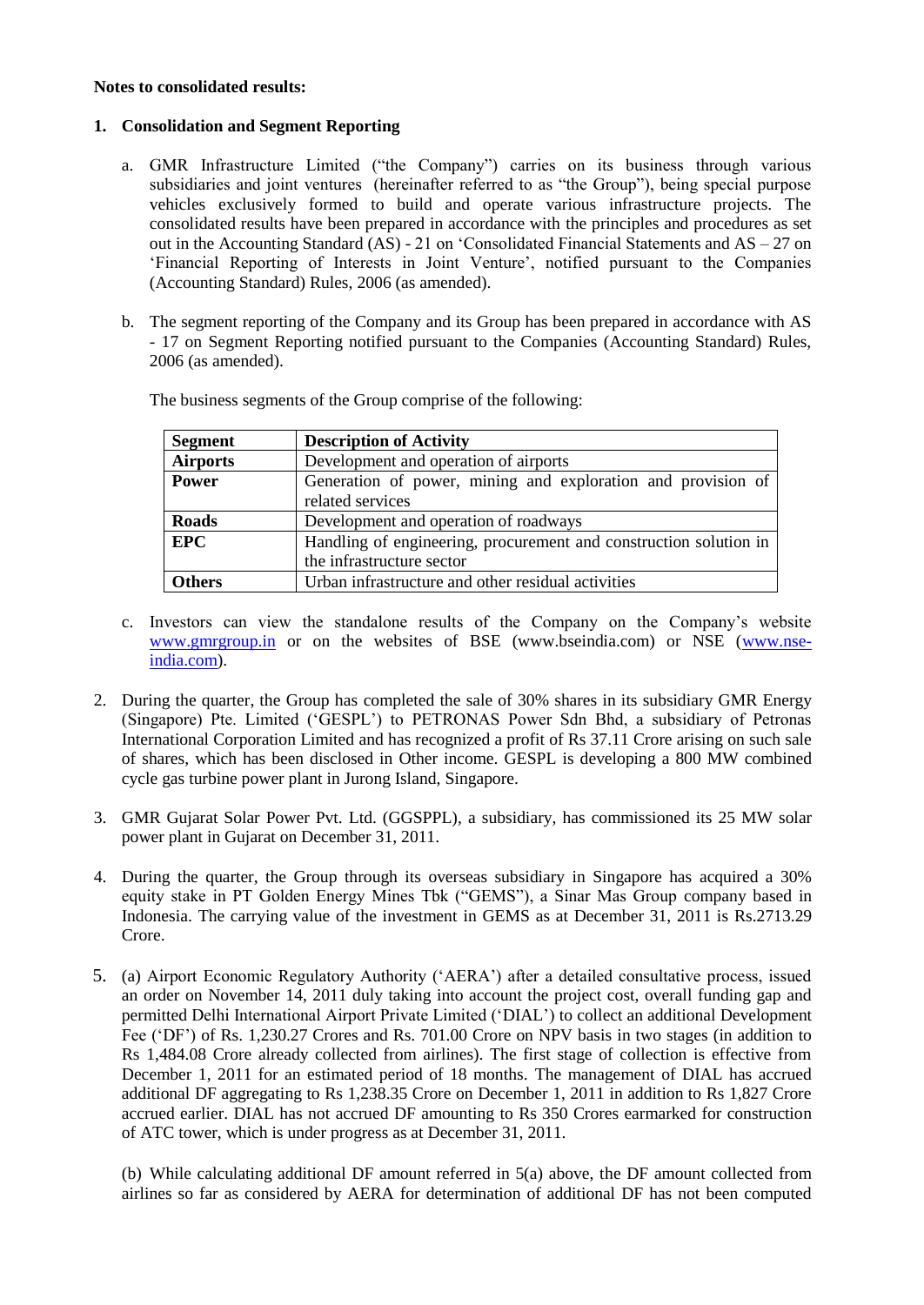**Notes to consolidated results:**

1. **Consolidation and Segment Reporting**

   a. GMR Infrastructure Limited ("the Company") carries on its business through various subsidiaries and joint ventures (hereinafter referred to as "the Group"), being special purpose vehicles exclusively formed to build and operate various infrastructure projects. The consolidated results have been prepared in accordance with the principles and procedures as set out in the Accounting Standard (AS) - 21 on 'Consolidated Financial Statements and AS – 27 on 'Financial Reporting of Interests in Joint Venture', notified pursuant to the Companies (Accounting Standard) Rules, 2006 (as amended).

   b. The segment reporting of the Company and its Group has been prepared in accordance with AS - 17 on Segment Reporting notified pursuant to the Companies (Accounting Standard) Rules, 2006 (as amended).

   The business segments of the Group comprise of the following:

   | **Segment** | **Description of Activity** |
   |---|---|
   | **Airports** | Development and operation of airports |
   | **Power** | Generation of power, mining and exploration and provision of related services |
   | **Roads** | Development and operation of roadways |
   | **EPC** | Handling of engineering, procurement and construction solution in the infrastructure sector |
   | **Others** | Urban infrastructure and other residual activities |

   c. Investors can view the standalone results of the Company on the Company's website www.gmrgroup.in or on the websites of BSE (www.bseindia.com) or NSE (www.nse-india.com).

2. During the quarter, the Group has completed the sale of 30% shares in its subsidiary GMR Energy (Singapore) Pte. Limited ('GESPL') to PETRONAS Power Sdn Bhd, a subsidiary of Petronas International Corporation Limited and has recognized a profit of Rs 37.11 Crore arising on such sale of shares, which has been disclosed in Other income. GESPL is developing a 800 MW combined cycle gas turbine power plant in Jurong Island, Singapore.

3. GMR Gujarat Solar Power Pvt. Ltd. (GGSPPL), a subsidiary, has commissioned its 25 MW solar power plant in Gujarat on December 31, 2011.

4. During the quarter, the Group through its overseas subsidiary in Singapore has acquired a 30% equity stake in PT Golden Energy Mines Tbk ("GEMS"), a Sinar Mas Group company based in Indonesia. The carrying value of the investment in GEMS as at December 31, 2011 is Rs.2713.29 Crore.

5. (a) Airport Economic Regulatory Authority ('AERA') after a detailed consultative process, issued an order on November 14, 2011 duly taking into account the project cost, overall funding gap and permitted Delhi International Airport Private Limited ('DIAL') to collect an additional Development Fee ('DF') of Rs. 1,230.27 Crores and Rs. 701.00 Crore on NPV basis in two stages (in addition to Rs 1,484.08 Crore already collected from airlines). The first stage of collection is effective from December 1, 2011 for an estimated period of 18 months. The management of DIAL has accrued additional DF aggregating to Rs 1,238.35 Crore on December 1, 2011 in addition to Rs 1,827 Crore accrued earlier. DIAL has not accrued DF amounting to Rs 350 Crores earmarked for construction of ATC tower, which is under progress as at December 31, 2011.

   (b) While calculating additional DF amount referred in 5(a) above, the DF amount collected from airlines so far as considered by AERA for determination of additional DF has not been computed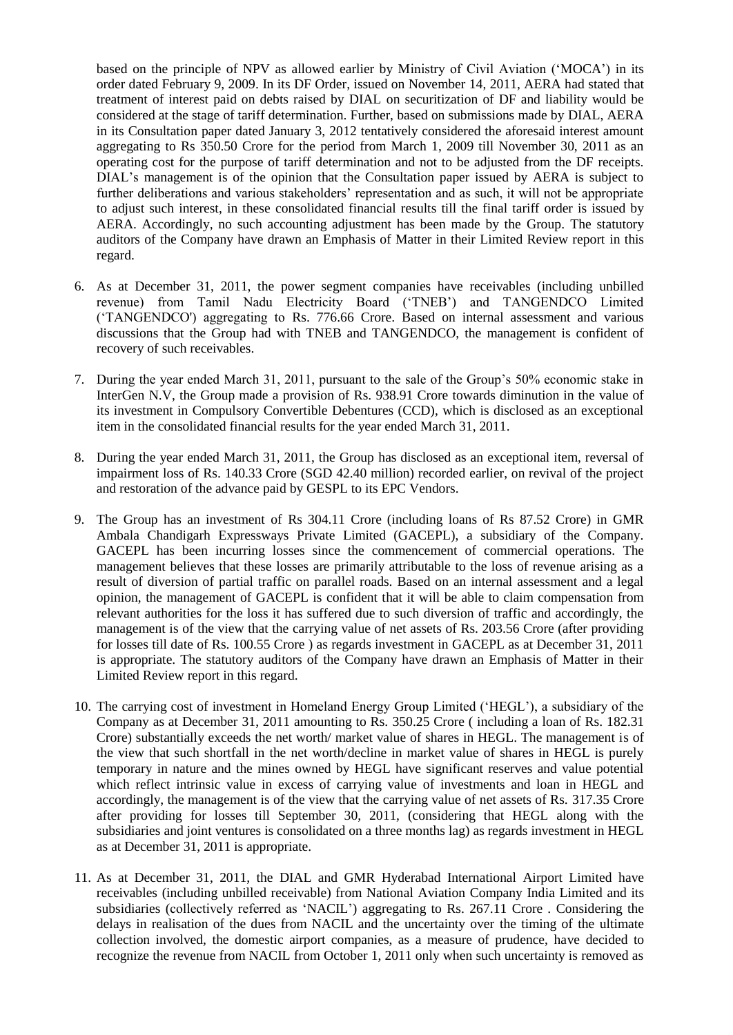based on the principle of NPV as allowed earlier by Ministry of Civil Aviation ('MOCA') in its order dated February 9, 2009. In its DF Order, issued on November 14, 2011, AERA had stated that treatment of interest paid on debts raised by DIAL on securitization of DF and liability would be considered at the stage of tariff determination. Further, based on submissions made by DIAL, AERA in its Consultation paper dated January 3, 2012 tentatively considered the aforesaid interest amount aggregating to Rs 350.50 Crore for the period from March 1, 2009 till November 30, 2011 as an operating cost for the purpose of tariff determination and not to be adjusted from the DF receipts. DIAL's management is of the opinion that the Consultation paper issued by AERA is subject to further deliberations and various stakeholders' representation and as such, it will not be appropriate to adjust such interest, in these consolidated financial results till the final tariff order is issued by AERA. Accordingly, no such accounting adjustment has been made by the Group. The statutory auditors of the Company have drawn an Emphasis of Matter in their Limited Review report in this regard.

6. As at December 31, 2011, the power segment companies have receivables (including unbilled revenue) from Tamil Nadu Electricity Board ('TNEB') and TANGENDCO Limited ('TANGENDCO') aggregating to Rs. 776.66 Crore. Based on internal assessment and various discussions that the Group had with TNEB and TANGENDCO, the management is confident of recovery of such receivables.

7. During the year ended March 31, 2011, pursuant to the sale of the Group's 50% economic stake in InterGen N.V, the Group made a provision of Rs. 938.91 Crore towards diminution in the value of its investment in Compulsory Convertible Debentures (CCD), which is disclosed as an exceptional item in the consolidated financial results for the year ended March 31, 2011.

8. During the year ended March 31, 2011, the Group has disclosed as an exceptional item, reversal of impairment loss of Rs. 140.33 Crore (SGD 42.40 million) recorded earlier, on revival of the project and restoration of the advance paid by GESPL to its EPC Vendors.

9. The Group has an investment of Rs 304.11 Crore (including loans of Rs 87.52 Crore) in GMR Ambala Chandigarh Expressways Private Limited (GACEPL), a subsidiary of the Company. GACEPL has been incurring losses since the commencement of commercial operations. The management believes that these losses are primarily attributable to the loss of revenue arising as a result of diversion of partial traffic on parallel roads. Based on an internal assessment and a legal opinion, the management of GACEPL is confident that it will be able to claim compensation from relevant authorities for the loss it has suffered due to such diversion of traffic and accordingly, the management is of the view that the carrying value of net assets of Rs. 203.56 Crore (after providing for losses till date of Rs. 100.55 Crore ) as regards investment in GACEPL as at December 31, 2011 is appropriate. The statutory auditors of the Company have drawn an Emphasis of Matter in their Limited Review report in this regard.

10. The carrying cost of investment in Homeland Energy Group Limited ('HEGL'), a subsidiary of the Company as at December 31, 2011 amounting to Rs. 350.25 Crore ( including a loan of Rs. 182.31 Crore) substantially exceeds the net worth/ market value of shares in HEGL. The management is of the view that such shortfall in the net worth/decline in market value of shares in HEGL is purely temporary in nature and the mines owned by HEGL have significant reserves and value potential which reflect intrinsic value in excess of carrying value of investments and loan in HEGL and accordingly, the management is of the view that the carrying value of net assets of Rs. 317.35 Crore after providing for losses till September 30, 2011, (considering that HEGL along with the subsidiaries and joint ventures is consolidated on a three months lag) as regards investment in HEGL as at December 31, 2011 is appropriate.

11. As at December 31, 2011, the DIAL and GMR Hyderabad International Airport Limited have receivables (including unbilled receivable) from National Aviation Company India Limited and its subsidiaries (collectively referred as 'NACIL') aggregating to Rs. 267.11 Crore . Considering the delays in realisation of the dues from NACIL and the uncertainty over the timing of the ultimate collection involved, the domestic airport companies, as a measure of prudence, have decided to recognize the revenue from NACIL from October 1, 2011 only when such uncertainty is removed as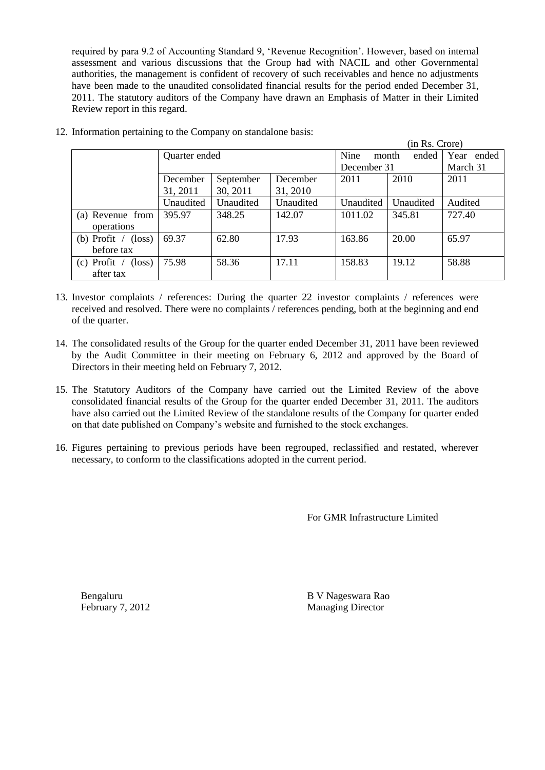required by para 9.2 of Accounting Standard 9, 'Revenue Recognition'. However, based on internal assessment and various discussions that the Group had with NACIL and other Governmental authorities, the management is confident of recovery of such receivables and hence no adjustments have been made to the unaudited consolidated financial results for the period ended December 31, 2011. The statutory auditors of the Company have drawn an Emphasis of Matter in their Limited Review report in this regard.

12. Information pertaining to the Company on standalone basis:

(in Rs. Crore)

| | Quarter ended | | | Nine month ended December 31 | | Year ended March 31 |
|---|---|---|---|---|---|---|
| | December 31, 2011 | September 30, 2011 | December 31, 2010 | 2011 | 2010 | 2011 |
| | Unaudited | Unaudited | Unaudited | Unaudited | Unaudited | Audited |
| (a) Revenue from operations | 395.97 | 348.25 | 142.07 | 1011.02 | 345.81 | 727.40 |
| (b) Profit / (loss) before tax | 69.37 | 62.80 | 17.93 | 163.86 | 20.00 | 65.97 |
| (c) Profit / (loss) after tax | 75.98 | 58.36 | 17.11 | 158.83 | 19.12 | 58.88 |

13. Investor complaints / references: During the quarter 22 investor complaints / references were received and resolved. There were no complaints / references pending, both at the beginning and end of the quarter.

14. The consolidated results of the Group for the quarter ended December 31, 2011 have been reviewed by the Audit Committee in their meeting on February 6, 2012 and approved by the Board of Directors in their meeting held on February 7, 2012.

15. The Statutory Auditors of the Company have carried out the Limited Review of the above consolidated financial results of the Group for the quarter ended December 31, 2011. The auditors have also carried out the Limited Review of the standalone results of the Company for quarter ended on that date published on Company's website and furnished to the stock exchanges.

16. Figures pertaining to previous periods have been regrouped, reclassified and restated, wherever necessary, to conform to the classifications adopted in the current period.

For GMR Infrastructure Limited

Bengaluru
February 7, 2012

B V Nageswara Rao
Managing Director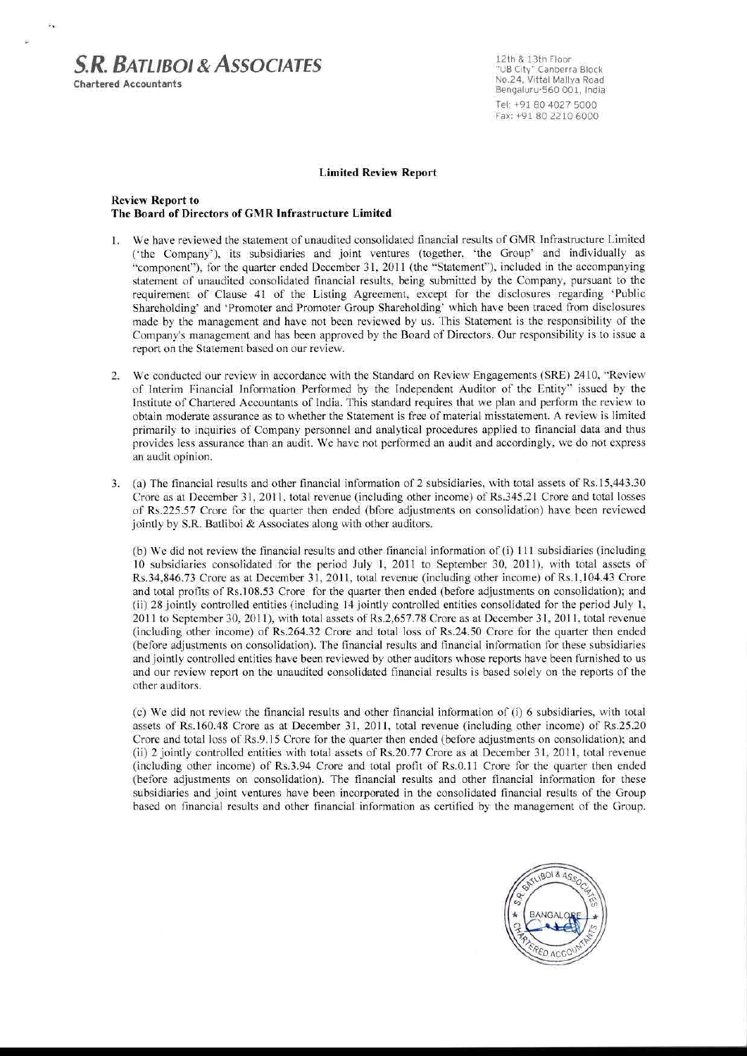**S.R. BATLIBOI & ASSOCIATES**
Chartered Accountants

12th & 13th Floor
"UB City" Canberra Block
No.24, Vittal Mallya Road
Bengaluru-560 001, India
Tel: +91 80 4027 5000
Fax: +91 80 2210 6000

## Limited Review Report

**Review Report to**
**The Board of Directors of GMR Infrastructure Limited**

1. We have reviewed the statement of unaudited consolidated financial results of GMR Infrastructure Limited ('the Company'), its subsidiaries and joint ventures (together, 'the Group' and individually as "component"), for the quarter ended December 31, 2011 (the "Statement"), included in the accompanying statement of unaudited consolidated financial results, being submitted by the Company, pursuant to the requirement of Clause 41 of the Listing Agreement, except for the disclosures regarding 'Public Shareholding' and 'Promoter and Promoter Group Shareholding' which have been traced from disclosures made by the management and have not been reviewed by us. This Statement is the responsibility of the Company's management and has been approved by the Board of Directors. Our responsibility is to issue a report on the Statement based on our review.

2. We conducted our review in accordance with the Standard on Review Engagements (SRE) 2410, "Review of Interim Financial Information Performed by the Independent Auditor of the Entity" issued by the Institute of Chartered Accountants of India. This standard requires that we plan and perform the review to obtain moderate assurance as to whether the Statement is free of material misstatement. A review is limited primarily to inquiries of Company personnel and analytical procedures applied to financial data and thus provides less assurance than an audit. We have not performed an audit and accordingly, we do not express an audit opinion.

3. (a) The financial results and other financial information of 2 subsidiaries, with total assets of Rs.15,443.30 Crore as at December 31, 2011, total revenue (including other income) of Rs.345.21 Crore and total losses of Rs.225.57 Crore for the quarter then ended (bfore adjustments on consolidation) have been reviewed jointly by S.R. Batliboi & Associates along with other auditors.

   (b) We did not review the financial results and other financial information of (i) 111 subsidiaries (including 10 subsidiaries consolidated for the period July 1, 2011 to September 30, 2011), with total assets of Rs.34,846.73 Crore as at December 31, 2011, total revenue (including other income) of Rs.1,104.43 Crore and total profits of Rs.108.53 Crore for the quarter then ended (before adjustments on consolidation); and (ii) 28 jointly controlled entities (including 14 jointly controlled entities consolidated for the period July 1, 2011 to September 30, 2011), with total assets of Rs.2,657.78 Crore as at December 31, 2011, total revenue (including other income) of Rs.264.32 Crore and total loss of Rs.24.50 Crore for the quarter then ended (before adjustments on consolidation). The financial results and financial information for these subsidiaries and jointly controlled entities have been reviewed by other auditors whose reports have been furnished to us and our review report on the unaudited consolidated financial results is based solely on the reports of the other auditors.

   (c) We did not review the financial results and other financial information of (i) 6 subsidiaries, with total assets of Rs.160.48 Crore as at December 31, 2011, total revenue (including other income) of Rs.25.20 Crore and total loss of Rs.9.15 Crore for the quarter then ended (before adjustments on consolidation); and (ii) 2 jointly controlled entities with total assets of Rs.20.77 Crore as at December 31, 2011, total revenue (including other income) of Rs.3.94 Crore and total profit of Rs.0.11 Crore for the quarter then ended (before adjustments on consolidation). The financial results and other financial information for these subsidiaries and joint ventures have been incorporated in the consolidated financial results of the Group based on financial results and other financial information as certified by the management of the Group.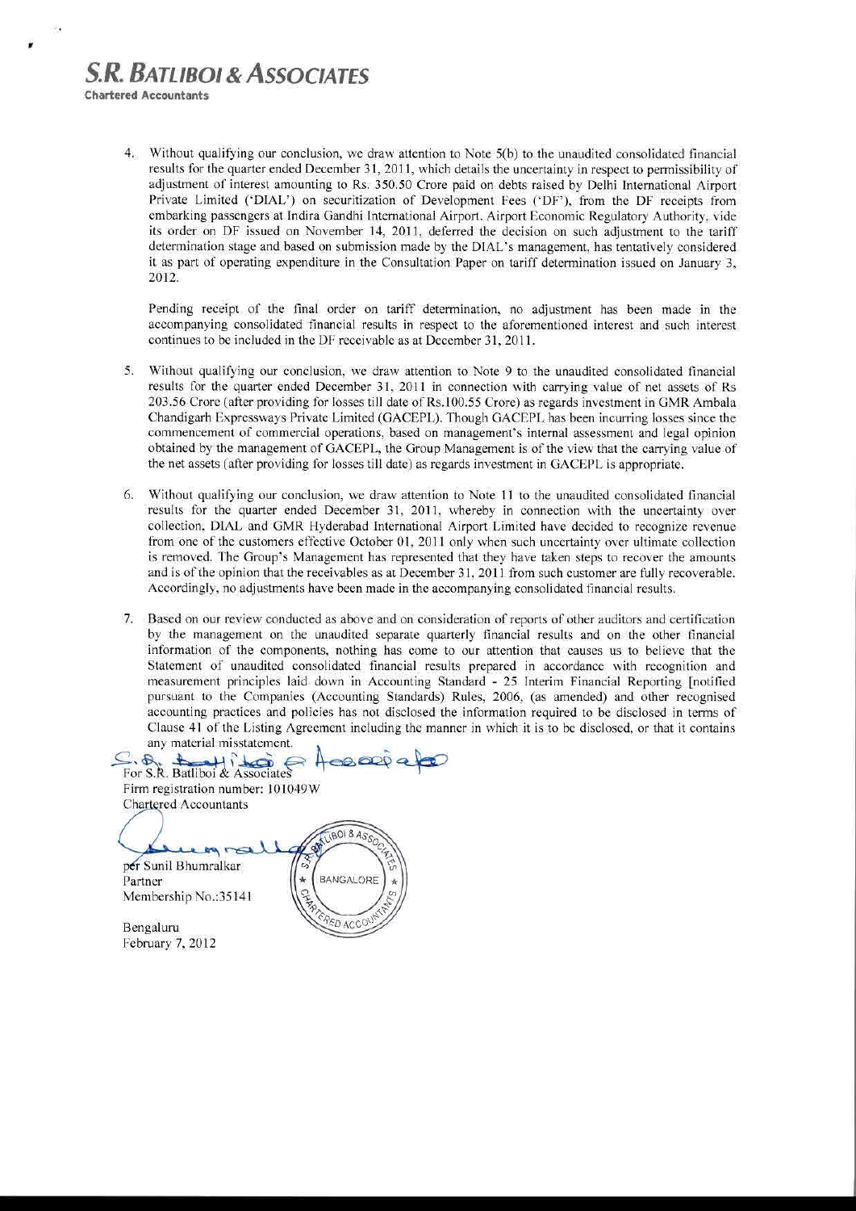**S.R. BATLIBOI & ASSOCIATES**
Chartered Accountants

4. Without qualifying our conclusion, we draw attention to Note 5(b) to the unaudited consolidated financial results for the quarter ended December 31, 2011, which details the uncertainty in respect to permissibility of adjustment of interest amounting to Rs. 350.50 Crore paid on debts raised by Delhi International Airport Private Limited ('DIAL') on securitization of Development Fees ('DF'), from the DF receipts from embarking passengers at Indira Gandhi International Airport. Airport Economic Regulatory Authority, vide its order on DF issued on November 14, 2011, deferred the decision on such adjustment to the tariff determination stage and based on submission made by the DIAL's management, has tentatively considered it as part of operating expenditure in the Consultation Paper on tariff determination issued on January 3, 2012.

   Pending receipt of the final order on tariff determination, no adjustment has been made in the accompanying consolidated financial results in respect to the aforementioned interest and such interest continues to be included in the DF receivable as at December 31, 2011.

5. Without qualifying our conclusion, we draw attention to Note 9 to the unaudited consolidated financial results for the quarter ended December 31, 2011 in connection with carrying value of net assets of Rs 203.56 Crore (after providing for losses till date of Rs.100.55 Crore) as regards investment in GMR Ambala Chandigarh Expressways Private Limited (GACEPL). Though GACEPL has been incurring losses since the commencement of commercial operations, based on management's internal assessment and legal opinion obtained by the management of GACEPL, the Group Management is of the view that the carrying value of the net assets (after providing for losses till date) as regards investment in GACEPL is appropriate.

6. Without qualifying our conclusion, we draw attention to Note 11 to the unaudited consolidated financial results for the quarter ended December 31, 2011, whereby in connection with the uncertainty over collection, DIAL and GMR Hyderabad International Airport Limited have decided to recognize revenue from one of the customers effective October 01, 2011 only when such uncertainty over ultimate collection is removed. The Group's Management has represented that they have taken steps to recover the amounts and is of the opinion that the receivables as at December 31, 2011 from such customer are fully recoverable. Accordingly, no adjustments have been made in the accompanying consolidated financial results.

7. Based on our review conducted as above and on consideration of reports of other auditors and certification by the management on the unaudited separate quarterly financial results and on the other financial information of the components, nothing has come to our attention that causes us to believe that the Statement of unaudited consolidated financial results prepared in accordance with recognition and measurement principles laid down in Accounting Standard - 25 Interim Financial Reporting [notified pursuant to the Companies (Accounting Standards) Rules, 2006, (as amended) and other recognised accounting practices and policies has not disclosed the information required to be disclosed in terms of Clause 41 of the Listing Agreement including the manner in which it is to be disclosed, or that it contains any material misstatement.

For S.R. Batliboi & Associates
Firm registration number: 101049W
Chartered Accountants

per Sunil Bhumralkar
Partner
Membership No.:35141

Bengaluru
February 7, 2012